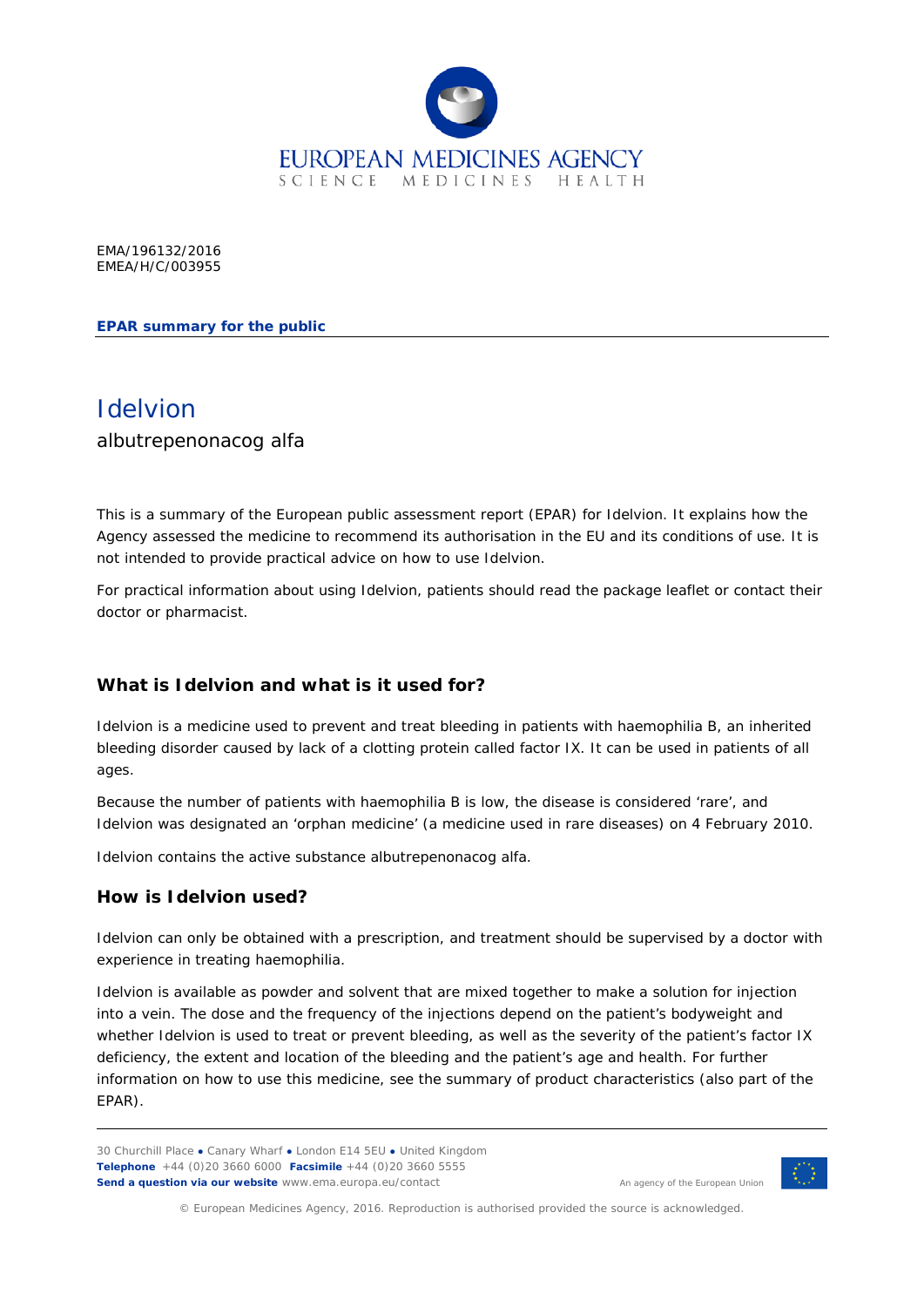EMA/196132/2016
EMEA/H/C/003955

**EPAR summary for the public**

# Idelvion

albutrepenonacog alfa

This is a summary of the European public assessment report (EPAR) for Idelvion. It explains how the Agency assessed the medicine to recommend its authorisation in the EU and its conditions of use. It is not intended to provide practical advice on how to use Idelvion.

For practical information about using Idelvion, patients should read the package leaflet or contact their doctor or pharmacist.

## What is Idelvion and what is it used for?

Idelvion is a medicine used to prevent and treat bleeding in patients with haemophilia B, an inherited bleeding disorder caused by lack of a clotting protein called factor IX. It can be used in patients of all ages.

Because the number of patients with haemophilia B is low, the disease is considered 'rare', and Idelvion was designated an 'orphan medicine' (a medicine used in rare diseases) on 4 February 2010.

Idelvion contains the active substance albutrepenonacog alfa.

## How is Idelvion used?

Idelvion can only be obtained with a prescription, and treatment should be supervised by a doctor with experience in treating haemophilia.

Idelvion is available as powder and solvent that are mixed together to make a solution for injection into a vein. The dose and the frequency of the injections depend on the patient's bodyweight and whether Idelvion is used to treat or prevent bleeding, as well as the severity of the patient's factor IX deficiency, the extent and location of the bleeding and the patient's age and health. For further information on how to use this medicine, see the summary of product characteristics (also part of the EPAR).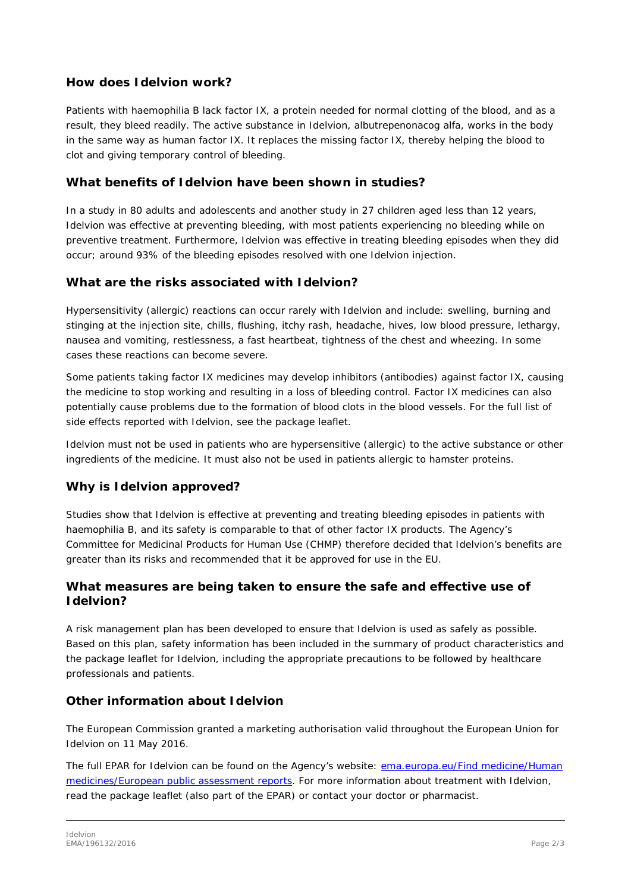## How does Idelvion work?

Patients with haemophilia B lack factor IX, a protein needed for normal clotting of the blood, and as a result, they bleed readily. The active substance in Idelvion, albutrepenonacog alfa, works in the body in the same way as human factor IX. It replaces the missing factor IX, thereby helping the blood to clot and giving temporary control of bleeding.

## What benefits of Idelvion have been shown in studies?

In a study in 80 adults and adolescents and another study in 27 children aged less than 12 years, Idelvion was effective at preventing bleeding, with most patients experiencing no bleeding while on preventive treatment. Furthermore, Idelvion was effective in treating bleeding episodes when they did occur; around 93% of the bleeding episodes resolved with one Idelvion injection.

## What are the risks associated with Idelvion?

Hypersensitivity (allergic) reactions can occur rarely with Idelvion and include: swelling, burning and stinging at the injection site, chills, flushing, itchy rash, headache, hives, low blood pressure, lethargy, nausea and vomiting, restlessness, a fast heartbeat, tightness of the chest and wheezing. In some cases these reactions can become severe.

Some patients taking factor IX medicines may develop inhibitors (antibodies) against factor IX, causing the medicine to stop working and resulting in a loss of bleeding control. Factor IX medicines can also potentially cause problems due to the formation of blood clots in the blood vessels. For the full list of side effects reported with Idelvion, see the package leaflet.

Idelvion must not be used in patients who are hypersensitive (allergic) to the active substance or other ingredients of the medicine. It must also not be used in patients allergic to hamster proteins.

## Why is Idelvion approved?

Studies show that Idelvion is effective at preventing and treating bleeding episodes in patients with haemophilia B, and its safety is comparable to that of other factor IX products. The Agency's Committee for Medicinal Products for Human Use (CHMP) therefore decided that Idelvion's benefits are greater than its risks and recommended that it be approved for use in the EU.

## What measures are being taken to ensure the safe and effective use of Idelvion?

A risk management plan has been developed to ensure that Idelvion is used as safely as possible. Based on this plan, safety information has been included in the summary of product characteristics and the package leaflet for Idelvion, including the appropriate precautions to be followed by healthcare professionals and patients.

## Other information about Idelvion

The European Commission granted a marketing authorisation valid throughout the European Union for Idelvion on 11 May 2016.

The full EPAR for Idelvion can be found on the Agency's website: ema.europa.eu/Find medicine/Human medicines/European public assessment reports. For more information about treatment with Idelvion, read the package leaflet (also part of the EPAR) or contact your doctor or pharmacist.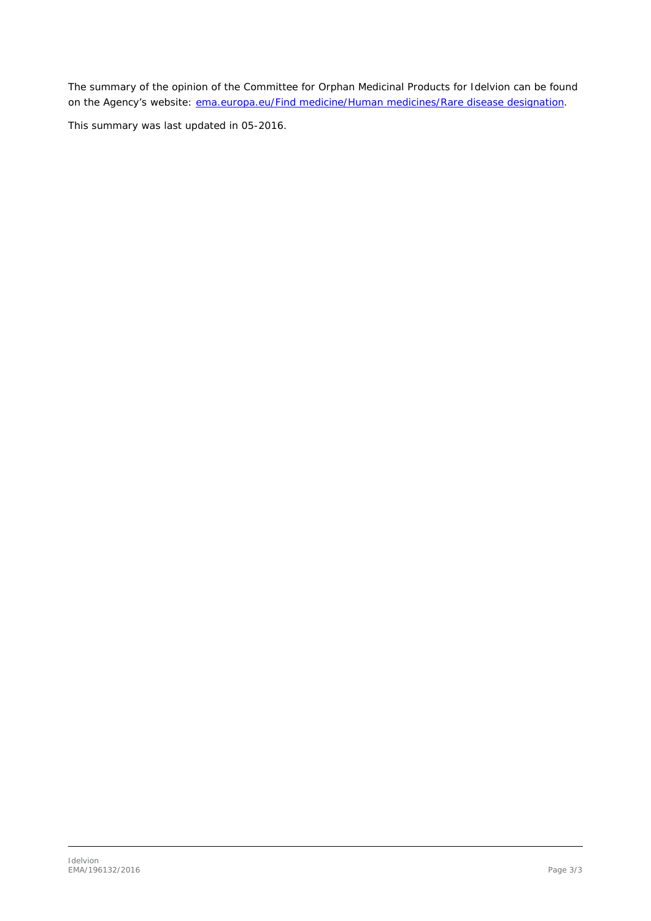The summary of the opinion of the Committee for Orphan Medicinal Products for Idelvion can be found on the Agency's website: ema.europa.eu/Find medicine/Human medicines/Rare disease designation.

This summary was last updated in 05-2016.